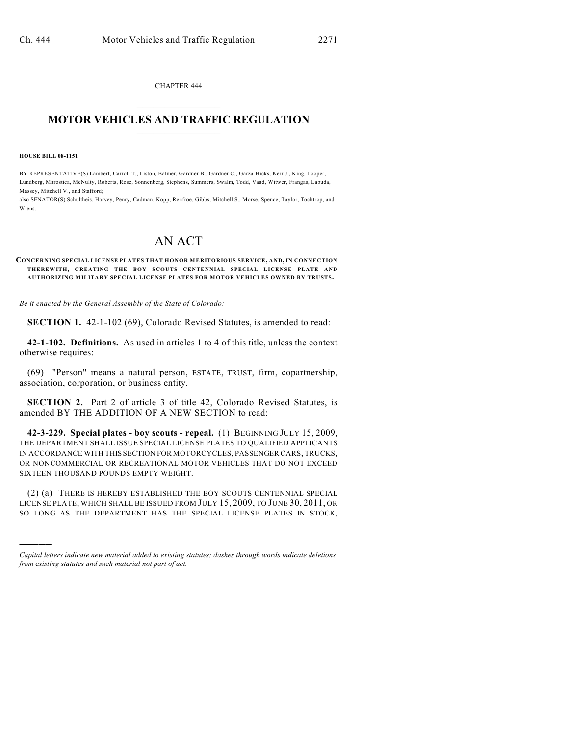CHAPTER 444

# MOTOR VEHICLES AND TRAFFIC REGULATION

**HOUSE BILL 08-1151**

BY REPRESENTATIVE(S) Lambert, Carroll T., Liston, Balmer, Gardner B., Gardner C., Garza-Hicks, Kerr J., King, Looper, Lundberg, Marostica, McNulty, Roberts, Rose, Sonnenberg, Stephens, Summers, Swalm, Todd, Vaad, Witwer, Frangas, Labuda, Massey, Mitchell V., and Stafford;
also SENATOR(S) Schultheis, Harvey, Penry, Cadman, Kopp, Renfroe, Gibbs, Mitchell S., Morse, Spence, Taylor, Tochtrop, and Wiens.

# AN ACT

**CONCERNING SPECIAL LICENSE PLATES THAT HONOR MERITORIOUS SERVICE, AND, IN CONNECTION THEREWITH, CREATING THE BOY SCOUTS CENTENNIAL SPECIAL LICENSE PLATE AND AUTHORIZING MILITARY SPECIAL LICENSE PLATES FOR MOTOR VEHICLES OWNED BY TRUSTS.**

*Be it enacted by the General Assembly of the State of Colorado:*

**SECTION 1.** 42-1-102 (69), Colorado Revised Statutes, is amended to read:

**42-1-102. Definitions.** As used in articles 1 to 4 of this title, unless the context otherwise requires:

(69) "Person" means a natural person, ESTATE, TRUST, firm, copartnership, association, corporation, or business entity.

**SECTION 2.** Part 2 of article 3 of title 42, Colorado Revised Statutes, is amended BY THE ADDITION OF A NEW SECTION to read:

**42-3-229. Special plates - boy scouts - repeal.** (1) BEGINNING JULY 15, 2009, THE DEPARTMENT SHALL ISSUE SPECIAL LICENSE PLATES TO QUALIFIED APPLICANTS IN ACCORDANCE WITH THIS SECTION FOR MOTORCYCLES, PASSENGER CARS, TRUCKS, OR NONCOMMERCIAL OR RECREATIONAL MOTOR VEHICLES THAT DO NOT EXCEED SIXTEEN THOUSAND POUNDS EMPTY WEIGHT.

(2) (a) THERE IS HEREBY ESTABLISHED THE BOY SCOUTS CENTENNIAL SPECIAL LICENSE PLATE, WHICH SHALL BE ISSUED FROM JULY 15, 2009, TO JUNE 30, 2011, OR SO LONG AS THE DEPARTMENT HAS THE SPECIAL LICENSE PLATES IN STOCK,

---

*Capital letters indicate new material added to existing statutes; dashes through words indicate deletions from existing statutes and such material not part of act.*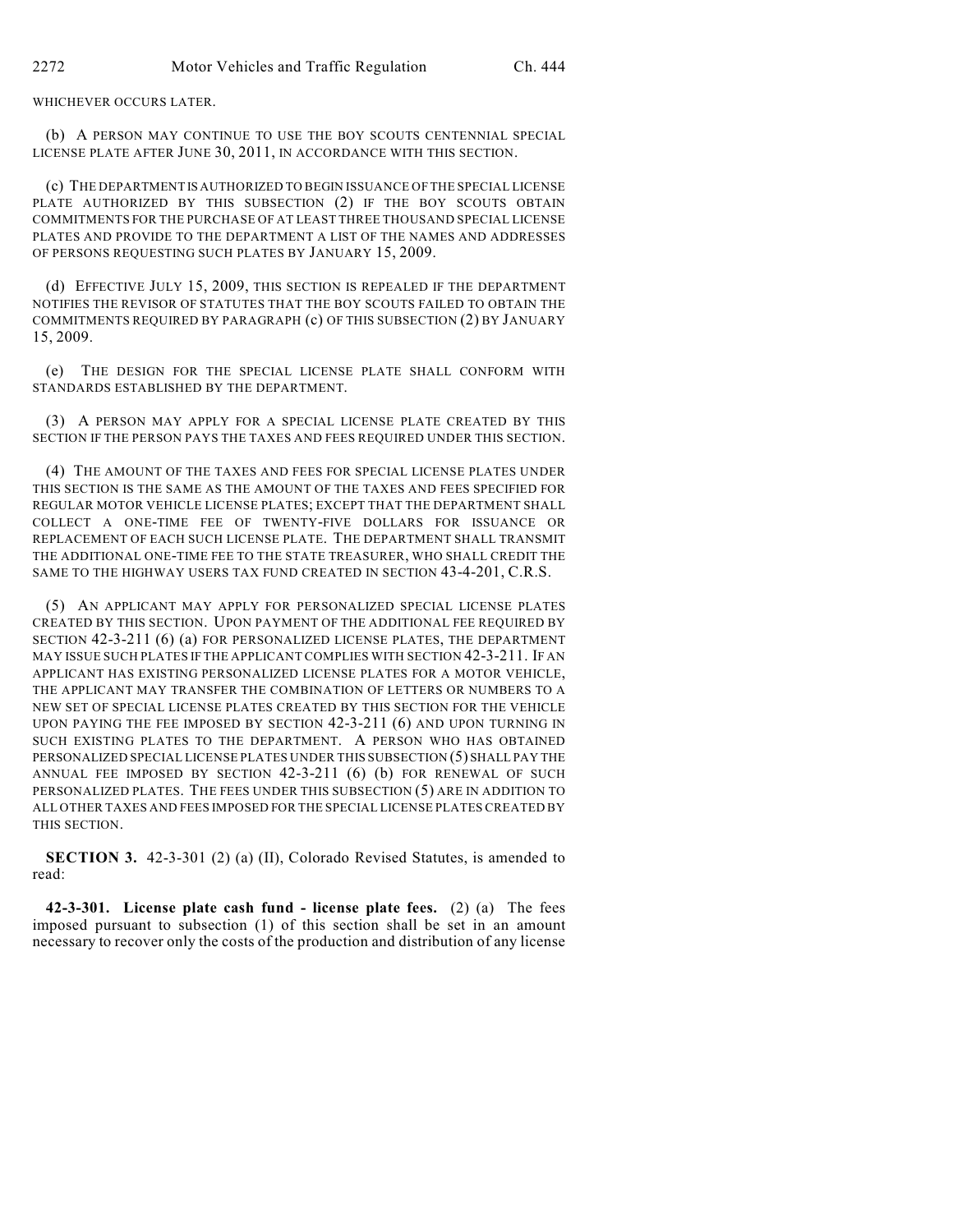WHICHEVER OCCURS LATER.

(b) A PERSON MAY CONTINUE TO USE THE BOY SCOUTS CENTENNIAL SPECIAL LICENSE PLATE AFTER JUNE 30, 2011, IN ACCORDANCE WITH THIS SECTION.

(c) THE DEPARTMENT IS AUTHORIZED TO BEGIN ISSUANCE OF THE SPECIAL LICENSE PLATE AUTHORIZED BY THIS SUBSECTION (2) IF THE BOY SCOUTS OBTAIN COMMITMENTS FOR THE PURCHASE OF AT LEAST THREE THOUSAND SPECIAL LICENSE PLATES AND PROVIDE TO THE DEPARTMENT A LIST OF THE NAMES AND ADDRESSES OF PERSONS REQUESTING SUCH PLATES BY JANUARY 15, 2009.

(d) EFFECTIVE JULY 15, 2009, THIS SECTION IS REPEALED IF THE DEPARTMENT NOTIFIES THE REVISOR OF STATUTES THAT THE BOY SCOUTS FAILED TO OBTAIN THE COMMITMENTS REQUIRED BY PARAGRAPH (c) OF THIS SUBSECTION (2) BY JANUARY 15, 2009.

(e) THE DESIGN FOR THE SPECIAL LICENSE PLATE SHALL CONFORM WITH STANDARDS ESTABLISHED BY THE DEPARTMENT.

(3) A PERSON MAY APPLY FOR A SPECIAL LICENSE PLATE CREATED BY THIS SECTION IF THE PERSON PAYS THE TAXES AND FEES REQUIRED UNDER THIS SECTION.

(4) THE AMOUNT OF THE TAXES AND FEES FOR SPECIAL LICENSE PLATES UNDER THIS SECTION IS THE SAME AS THE AMOUNT OF THE TAXES AND FEES SPECIFIED FOR REGULAR MOTOR VEHICLE LICENSE PLATES; EXCEPT THAT THE DEPARTMENT SHALL COLLECT A ONE-TIME FEE OF TWENTY-FIVE DOLLARS FOR ISSUANCE OR REPLACEMENT OF EACH SUCH LICENSE PLATE. THE DEPARTMENT SHALL TRANSMIT THE ADDITIONAL ONE-TIME FEE TO THE STATE TREASURER, WHO SHALL CREDIT THE SAME TO THE HIGHWAY USERS TAX FUND CREATED IN SECTION 43-4-201, C.R.S.

(5) AN APPLICANT MAY APPLY FOR PERSONALIZED SPECIAL LICENSE PLATES CREATED BY THIS SECTION. UPON PAYMENT OF THE ADDITIONAL FEE REQUIRED BY SECTION 42-3-211 (6) (a) FOR PERSONALIZED LICENSE PLATES, THE DEPARTMENT MAY ISSUE SUCH PLATES IF THE APPLICANT COMPLIES WITH SECTION 42-3-211. IF AN APPLICANT HAS EXISTING PERSONALIZED LICENSE PLATES FOR A MOTOR VEHICLE, THE APPLICANT MAY TRANSFER THE COMBINATION OF LETTERS OR NUMBERS TO A NEW SET OF SPECIAL LICENSE PLATES CREATED BY THIS SECTION FOR THE VEHICLE UPON PAYING THE FEE IMPOSED BY SECTION 42-3-211 (6) AND UPON TURNING IN SUCH EXISTING PLATES TO THE DEPARTMENT. A PERSON WHO HAS OBTAINED PERSONALIZED SPECIAL LICENSE PLATES UNDER THIS SUBSECTION (5) SHALL PAY THE ANNUAL FEE IMPOSED BY SECTION 42-3-211 (6) (b) FOR RENEWAL OF SUCH PERSONALIZED PLATES. THE FEES UNDER THIS SUBSECTION (5) ARE IN ADDITION TO ALL OTHER TAXES AND FEES IMPOSED FOR THE SPECIAL LICENSE PLATES CREATED BY THIS SECTION.

**SECTION 3.** 42-3-301 (2) (a) (II), Colorado Revised Statutes, is amended to read:

**42-3-301. License plate cash fund - license plate fees.** (2) (a) The fees imposed pursuant to subsection (1) of this section shall be set in an amount necessary to recover only the costs of the production and distribution of any license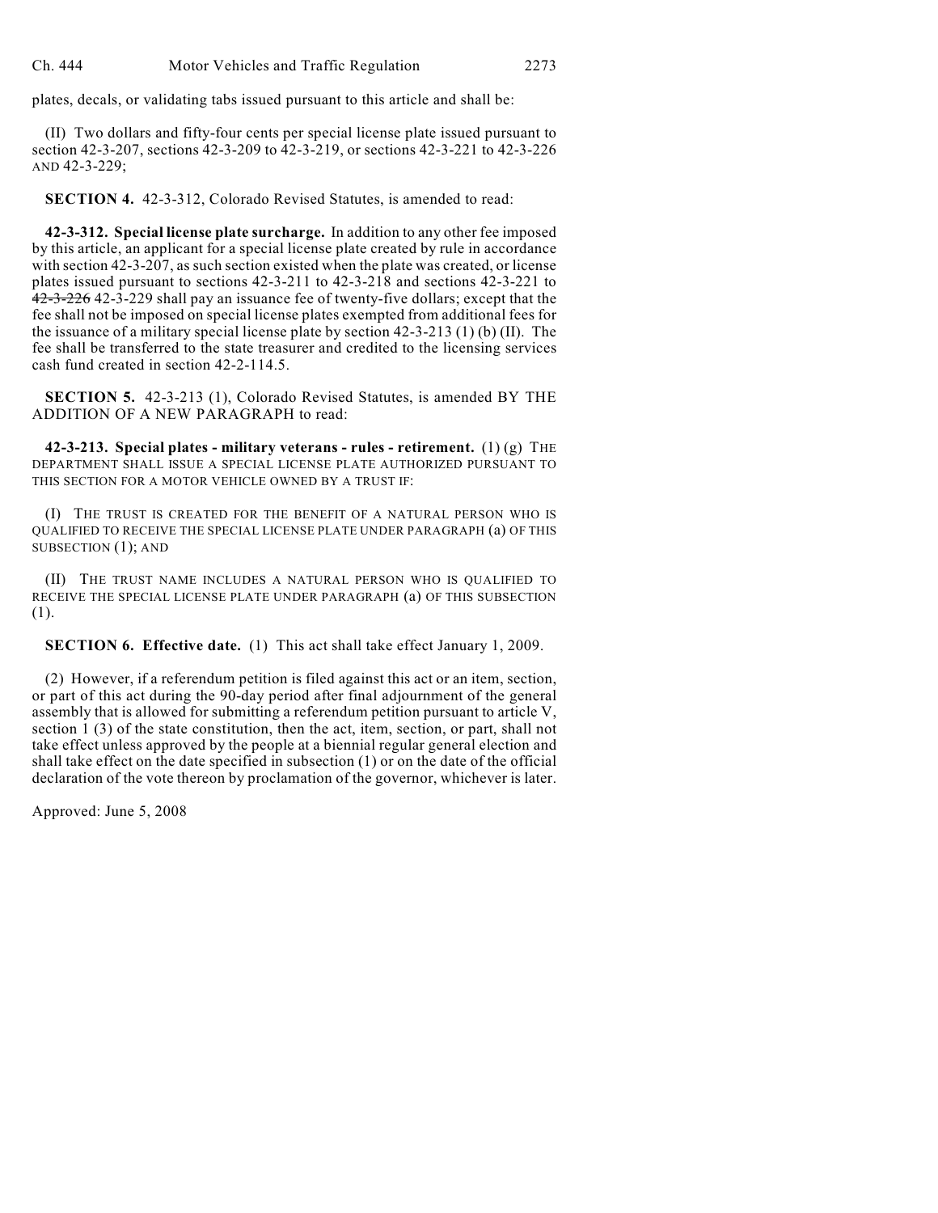plates, decals, or validating tabs issued pursuant to this article and shall be:

(II) Two dollars and fifty-four cents per special license plate issued pursuant to section 42-3-207, sections 42-3-209 to 42-3-219, or sections 42-3-221 to 42-3-226 AND 42-3-229;

**SECTION 4.** 42-3-312, Colorado Revised Statutes, is amended to read:

**42-3-312. Special license plate surcharge.** In addition to any other fee imposed by this article, an applicant for a special license plate created by rule in accordance with section 42-3-207, as such section existed when the plate was created, or license plates issued pursuant to sections 42-3-211 to 42-3-218 and sections 42-3-221 to ~~42-3-226~~ 42-3-229 shall pay an issuance fee of twenty-five dollars; except that the fee shall not be imposed on special license plates exempted from additional fees for the issuance of a military special license plate by section 42-3-213 (1) (b) (II). The fee shall be transferred to the state treasurer and credited to the licensing services cash fund created in section 42-2-114.5.

**SECTION 5.** 42-3-213 (1), Colorado Revised Statutes, is amended BY THE ADDITION OF A NEW PARAGRAPH to read:

**42-3-213. Special plates - military veterans - rules - retirement.** (1) (g) THE DEPARTMENT SHALL ISSUE A SPECIAL LICENSE PLATE AUTHORIZED PURSUANT TO THIS SECTION FOR A MOTOR VEHICLE OWNED BY A TRUST IF:

(I) THE TRUST IS CREATED FOR THE BENEFIT OF A NATURAL PERSON WHO IS QUALIFIED TO RECEIVE THE SPECIAL LICENSE PLATE UNDER PARAGRAPH (a) OF THIS SUBSECTION (1); AND

(II) THE TRUST NAME INCLUDES A NATURAL PERSON WHO IS QUALIFIED TO RECEIVE THE SPECIAL LICENSE PLATE UNDER PARAGRAPH (a) OF THIS SUBSECTION (1).

**SECTION 6. Effective date.** (1) This act shall take effect January 1, 2009.

(2) However, if a referendum petition is filed against this act or an item, section, or part of this act during the 90-day period after final adjournment of the general assembly that is allowed for submitting a referendum petition pursuant to article V, section 1 (3) of the state constitution, then the act, item, section, or part, shall not take effect unless approved by the people at a biennial regular general election and shall take effect on the date specified in subsection (1) or on the date of the official declaration of the vote thereon by proclamation of the governor, whichever is later.

Approved: June 5, 2008